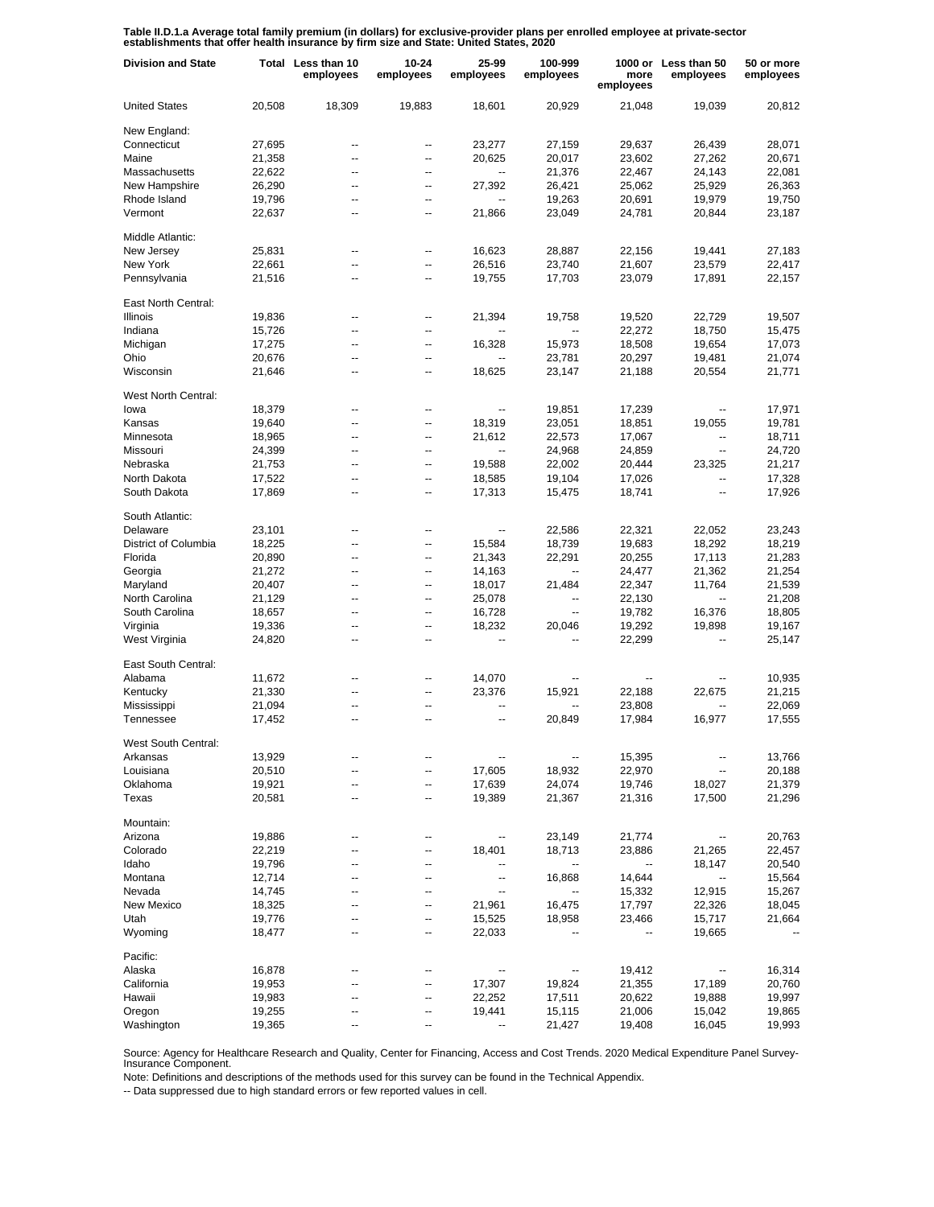**Table II.D.1.a Average total family premium (in dollars) for exclusive-provider plans per enrolled employee at private-sector establishments that offer health insurance by firm size and State: United States, 2020**

| Division and State | Total | Less than 10 employees | 10-24 employees | 25-99 employees | 100-999 employees | 1000 or more employees | Less than 50 employees | 50 or more employees |
|---|---|---|---|---|---|---|---|---|
| United States | 20,508 | 18,309 | 19,883 | 18,601 | 20,929 | 21,048 | 19,039 | 20,812 |
| New England: | | | | | | | | |
| Connecticut | 27,695 | -- | -- | 23,277 | 27,159 | 29,637 | 26,439 | 28,071 |
| Maine | 21,358 | -- | -- | 20,625 | 20,017 | 23,602 | 27,262 | 20,671 |
| Massachusetts | 22,622 | -- | -- | -- | 21,376 | 22,467 | 24,143 | 22,081 |
| New Hampshire | 26,290 | -- | -- | 27,392 | 26,421 | 25,062 | 25,929 | 26,363 |
| Rhode Island | 19,796 | -- | -- | -- | 19,263 | 20,691 | 19,979 | 19,750 |
| Vermont | 22,637 | -- | -- | 21,866 | 23,049 | 24,781 | 20,844 | 23,187 |
| Middle Atlantic: | | | | | | | | |
| New Jersey | 25,831 | -- | -- | 16,623 | 28,887 | 22,156 | 19,441 | 27,183 |
| New York | 22,661 | -- | -- | 26,516 | 23,740 | 21,607 | 23,579 | 22,417 |
| Pennsylvania | 21,516 | -- | -- | 19,755 | 17,703 | 23,079 | 17,891 | 22,157 |
| East North Central: | | | | | | | | |
| Illinois | 19,836 | -- | -- | 21,394 | 19,758 | 19,520 | 22,729 | 19,507 |
| Indiana | 15,726 | -- | -- | -- | -- | 22,272 | 18,750 | 15,475 |
| Michigan | 17,275 | -- | -- | 16,328 | 15,973 | 18,508 | 19,654 | 17,073 |
| Ohio | 20,676 | -- | -- | -- | 23,781 | 20,297 | 19,481 | 21,074 |
| Wisconsin | 21,646 | -- | -- | 18,625 | 23,147 | 21,188 | 20,554 | 21,771 |
| West North Central: | | | | | | | | |
| Iowa | 18,379 | -- | -- | -- | 19,851 | 17,239 | -- | 17,971 |
| Kansas | 19,640 | -- | -- | 18,319 | 23,051 | 18,851 | 19,055 | 19,781 |
| Minnesota | 18,965 | -- | -- | 21,612 | 22,573 | 17,067 | -- | 18,711 |
| Missouri | 24,399 | -- | -- | -- | 24,968 | 24,859 | -- | 24,720 |
| Nebraska | 21,753 | -- | -- | 19,588 | 22,002 | 20,444 | 23,325 | 21,217 |
| North Dakota | 17,522 | -- | -- | 18,585 | 19,104 | 17,026 | -- | 17,328 |
| South Dakota | 17,869 | -- | -- | 17,313 | 15,475 | 18,741 | -- | 17,926 |
| South Atlantic: | | | | | | | | |
| Delaware | 23,101 | -- | -- | -- | 22,586 | 22,321 | 22,052 | 23,243 |
| District of Columbia | 18,225 | -- | -- | 15,584 | 18,739 | 19,683 | 18,292 | 18,219 |
| Florida | 20,890 | -- | -- | 21,343 | 22,291 | 20,255 | 17,113 | 21,283 |
| Georgia | 21,272 | -- | -- | 14,163 | -- | 24,477 | 21,362 | 21,254 |
| Maryland | 20,407 | -- | -- | 18,017 | 21,484 | 22,347 | 11,764 | 21,539 |
| North Carolina | 21,129 | -- | -- | 25,078 | -- | 22,130 | -- | 21,208 |
| South Carolina | 18,657 | -- | -- | 16,728 | -- | 19,782 | 16,376 | 18,805 |
| Virginia | 19,336 | -- | -- | 18,232 | 20,046 | 19,292 | 19,898 | 19,167 |
| West Virginia | 24,820 | -- | -- | -- | -- | 22,299 | -- | 25,147 |
| East South Central: | | | | | | | | |
| Alabama | 11,672 | -- | -- | 14,070 | -- | -- | -- | 10,935 |
| Kentucky | 21,330 | -- | -- | 23,376 | 15,921 | 22,188 | 22,675 | 21,215 |
| Mississippi | 21,094 | -- | -- | -- | -- | 23,808 | -- | 22,069 |
| Tennessee | 17,452 | -- | -- | -- | 20,849 | 17,984 | 16,977 | 17,555 |
| West South Central: | | | | | | | | |
| Arkansas | 13,929 | -- | -- | -- | -- | 15,395 | -- | 13,766 |
| Louisiana | 20,510 | -- | -- | 17,605 | 18,932 | 22,970 | -- | 20,188 |
| Oklahoma | 19,921 | -- | -- | 17,639 | 24,074 | 19,746 | 18,027 | 21,379 |
| Texas | 20,581 | -- | -- | 19,389 | 21,367 | 21,316 | 17,500 | 21,296 |
| Mountain: | | | | | | | | |
| Arizona | 19,886 | -- | -- | -- | 23,149 | 21,774 | -- | 20,763 |
| Colorado | 22,219 | -- | -- | 18,401 | 18,713 | 23,886 | 21,265 | 22,457 |
| Idaho | 19,796 | -- | -- | -- | -- | -- | 18,147 | 20,540 |
| Montana | 12,714 | -- | -- | -- | 16,868 | 14,644 | -- | 15,564 |
| Nevada | 14,745 | -- | -- | -- | -- | 15,332 | 12,915 | 15,267 |
| New Mexico | 18,325 | -- | -- | 21,961 | 16,475 | 17,797 | 22,326 | 18,045 |
| Utah | 19,776 | -- | -- | 15,525 | 18,958 | 23,466 | 15,717 | 21,664 |
| Wyoming | 18,477 | -- | -- | 22,033 | -- | -- | 19,665 | -- |
| Pacific: | | | | | | | | |
| Alaska | 16,878 | -- | -- | -- | -- | 19,412 | -- | 16,314 |
| California | 19,953 | -- | -- | 17,307 | 19,824 | 21,355 | 17,189 | 20,760 |
| Hawaii | 19,983 | -- | -- | 22,252 | 17,511 | 20,622 | 19,888 | 19,997 |
| Oregon | 19,255 | -- | -- | 19,441 | 15,115 | 21,006 | 15,042 | 19,865 |
| Washington | 19,365 | -- | -- | -- | 21,427 | 19,408 | 16,045 | 19,993 |

Source: Agency for Healthcare Research and Quality, Center for Financing, Access and Cost Trends. 2020 Medical Expenditure Panel Survey-Insurance Component.

Note: Definitions and descriptions of the methods used for this survey can be found in the Technical Appendix.

-- Data suppressed due to high standard errors or few reported values in cell.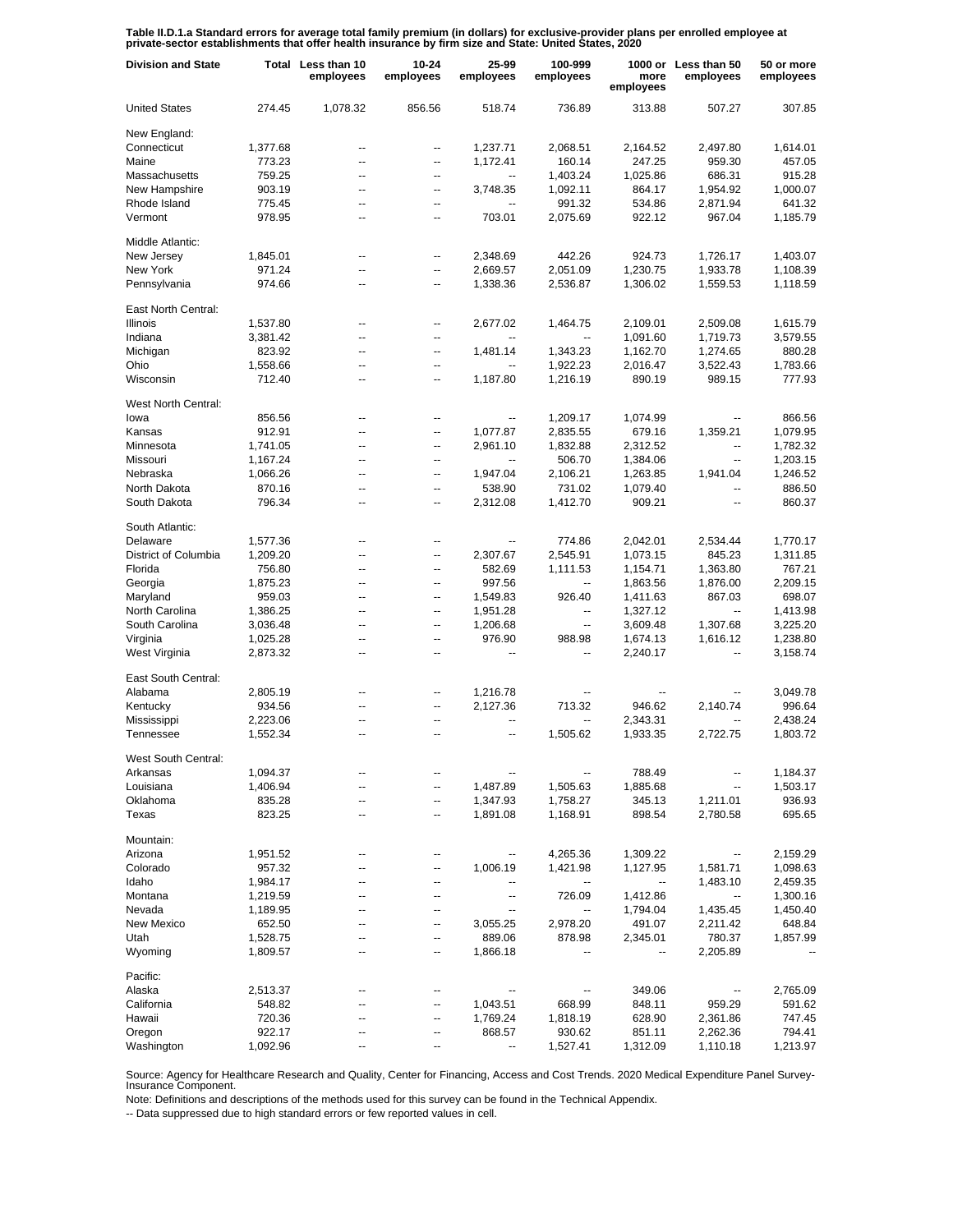**Table II.D.1.a Standard errors for average total family premium (in dollars) for exclusive-provider plans per enrolled employee at private-sector establishments that offer health insurance by firm size and State: United States, 2020**

| Division and State | Total | Less than 10 employees | 10-24 employees | 25-99 employees | 100-999 employees | 1000 or more employees | Less than 50 employees | 50 or more employees |
|---|---|---|---|---|---|---|---|---|
| United States | 274.45 | 1,078.32 | 856.56 | 518.74 | 736.89 | 313.88 | 507.27 | 307.85 |
| New England: | | | | | | | | |
| Connecticut | 1,377.68 | -- | -- | 1,237.71 | 2,068.51 | 2,164.52 | 2,497.80 | 1,614.01 |
| Maine | 773.23 | -- | -- | 1,172.41 | 160.14 | 247.25 | 959.30 | 457.05 |
| Massachusetts | 759.25 | -- | -- | -- | 1,403.24 | 1,025.86 | 686.31 | 915.28 |
| New Hampshire | 903.19 | -- | -- | 3,748.35 | 1,092.11 | 864.17 | 1,954.92 | 1,000.07 |
| Rhode Island | 775.45 | -- | -- | -- | 991.32 | 534.86 | 2,871.94 | 641.32 |
| Vermont | 978.95 | -- | -- | 703.01 | 2,075.69 | 922.12 | 967.04 | 1,185.79 |
| Middle Atlantic: | | | | | | | | |
| New Jersey | 1,845.01 | -- | -- | 2,348.69 | 442.26 | 924.73 | 1,726.17 | 1,403.07 |
| New York | 971.24 | -- | -- | 2,669.57 | 2,051.09 | 1,230.75 | 1,933.78 | 1,108.39 |
| Pennsylvania | 974.66 | -- | -- | 1,338.36 | 2,536.87 | 1,306.02 | 1,559.53 | 1,118.59 |
| East North Central: | | | | | | | | |
| Illinois | 1,537.80 | -- | -- | 2,677.02 | 1,464.75 | 2,109.01 | 2,509.08 | 1,615.79 |
| Indiana | 3,381.42 | -- | -- | -- | -- | 1,091.60 | 1,719.73 | 3,579.55 |
| Michigan | 823.92 | -- | -- | 1,481.14 | 1,343.23 | 1,162.70 | 1,274.65 | 880.28 |
| Ohio | 1,558.66 | -- | -- | -- | 1,922.23 | 2,016.47 | 3,522.43 | 1,783.66 |
| Wisconsin | 712.40 | -- | -- | 1,187.80 | 1,216.19 | 890.19 | 989.15 | 777.93 |
| West North Central: | | | | | | | | |
| Iowa | 856.56 | -- | -- | -- | 1,209.17 | 1,074.99 | -- | 866.56 |
| Kansas | 912.91 | -- | -- | 1,077.87 | 2,835.55 | 679.16 | 1,359.21 | 1,079.95 |
| Minnesota | 1,741.05 | -- | -- | 2,961.10 | 1,832.88 | 2,312.52 | -- | 1,782.32 |
| Missouri | 1,167.24 | -- | -- | -- | 506.70 | 1,384.06 | -- | 1,203.15 |
| Nebraska | 1,066.26 | -- | -- | 1,947.04 | 2,106.21 | 1,263.85 | 1,941.04 | 1,246.52 |
| North Dakota | 870.16 | -- | -- | 538.90 | 731.02 | 1,079.40 | -- | 886.50 |
| South Dakota | 796.34 | -- | -- | 2,312.08 | 1,412.70 | 909.21 | -- | 860.37 |
| South Atlantic: | | | | | | | | |
| Delaware | 1,577.36 | -- | -- | -- | 774.86 | 2,042.01 | 2,534.44 | 1,770.17 |
| District of Columbia | 1,209.20 | -- | -- | 2,307.67 | 2,545.91 | 1,073.15 | 845.23 | 1,311.85 |
| Florida | 756.80 | -- | -- | 582.69 | 1,111.53 | 1,154.71 | 1,363.80 | 767.21 |
| Georgia | 1,875.23 | -- | -- | 997.56 | -- | 1,863.56 | 1,876.00 | 2,209.15 |
| Maryland | 959.03 | -- | -- | 1,549.83 | 926.40 | 1,411.63 | 867.03 | 698.07 |
| North Carolina | 1,386.25 | -- | -- | 1,951.28 | -- | 1,327.12 | -- | 1,413.98 |
| South Carolina | 3,036.48 | -- | -- | 1,206.68 | -- | 3,609.48 | 1,307.68 | 3,225.20 |
| Virginia | 1,025.28 | -- | -- | 976.90 | 988.98 | 1,674.13 | 1,616.12 | 1,238.80 |
| West Virginia | 2,873.32 | -- | -- | -- | -- | 2,240.17 | -- | 3,158.74 |
| East South Central: | | | | | | | | |
| Alabama | 2,805.19 | -- | -- | 1,216.78 | -- | -- | -- | 3,049.78 |
| Kentucky | 934.56 | -- | -- | 2,127.36 | 713.32 | 946.62 | 2,140.74 | 996.64 |
| Mississippi | 2,223.06 | -- | -- | -- | -- | 2,343.31 | -- | 2,438.24 |
| Tennessee | 1,552.34 | -- | -- | -- | 1,505.62 | 1,933.35 | 2,722.75 | 1,803.72 |
| West South Central: | | | | | | | | |
| Arkansas | 1,094.37 | -- | -- | -- | -- | 788.49 | -- | 1,184.37 |
| Louisiana | 1,406.94 | -- | -- | 1,487.89 | 1,505.63 | 1,885.68 | -- | 1,503.17 |
| Oklahoma | 835.28 | -- | -- | 1,347.93 | 1,758.27 | 345.13 | 1,211.01 | 936.93 |
| Texas | 823.25 | -- | -- | 1,891.08 | 1,168.91 | 898.54 | 2,780.58 | 695.65 |
| Mountain: | | | | | | | | |
| Arizona | 1,951.52 | -- | -- | -- | 4,265.36 | 1,309.22 | -- | 2,159.29 |
| Colorado | 957.32 | -- | -- | 1,006.19 | 1,421.98 | 1,127.95 | 1,581.71 | 1,098.63 |
| Idaho | 1,984.17 | -- | -- | -- | -- | -- | 1,483.10 | 2,459.35 |
| Montana | 1,219.59 | -- | -- | -- | 726.09 | 1,412.86 | -- | 1,300.16 |
| Nevada | 1,189.95 | -- | -- | -- | -- | 1,794.04 | 1,435.45 | 1,450.40 |
| New Mexico | 652.50 | -- | -- | 3,055.25 | 2,978.20 | 491.07 | 2,211.42 | 648.84 |
| Utah | 1,528.75 | -- | -- | 889.06 | 878.98 | 2,345.01 | 780.37 | 1,857.99 |
| Wyoming | 1,809.57 | -- | -- | 1,866.18 | -- | -- | 2,205.89 | -- |
| Pacific: | | | | | | | | |
| Alaska | 2,513.37 | -- | -- | -- | -- | 349.06 | -- | 2,765.09 |
| California | 548.82 | -- | -- | 1,043.51 | 668.99 | 848.11 | 959.29 | 591.62 |
| Hawaii | 720.36 | -- | -- | 1,769.24 | 1,818.19 | 628.90 | 2,361.86 | 747.45 |
| Oregon | 922.17 | -- | -- | 868.57 | 930.62 | 851.11 | 2,262.36 | 794.41 |
| Washington | 1,092.96 | -- | -- | -- | 1,527.41 | 1,312.09 | 1,110.18 | 1,213.97 |

Source: Agency for Healthcare Research and Quality, Center for Financing, Access and Cost Trends. 2020 Medical Expenditure Panel Survey-Insurance Component.

Note: Definitions and descriptions of the methods used for this survey can be found in the Technical Appendix.

-- Data suppressed due to high standard errors or few reported values in cell.